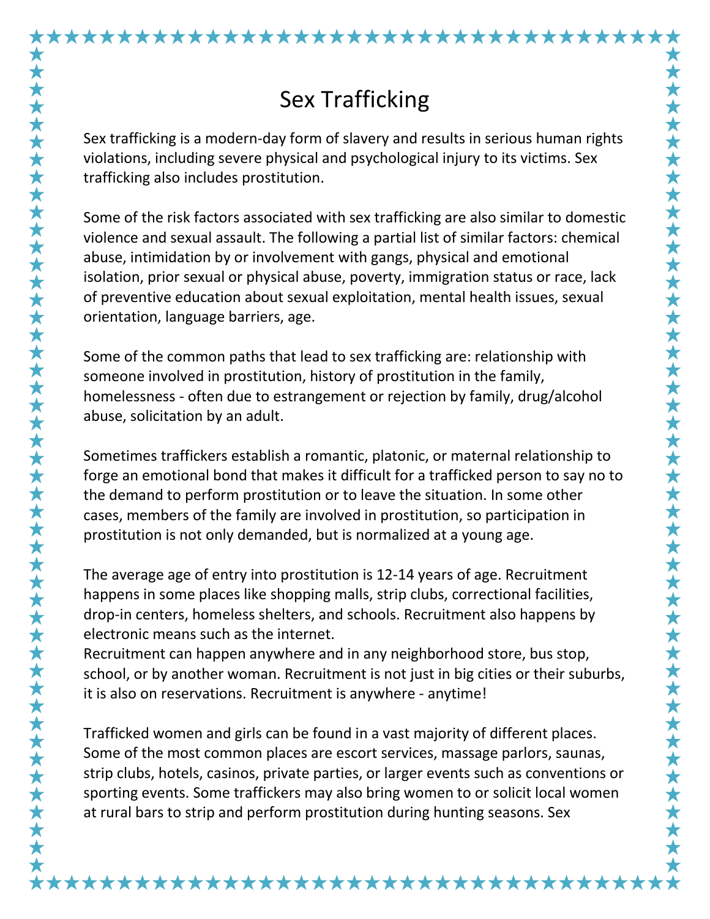# Sex Trafficking

Sex trafficking is a modern-day form of slavery and results in serious human rights violations, including severe physical and psychological injury to its victims. Sex trafficking also includes prostitution.

Some of the risk factors associated with sex trafficking are also similar to domestic violence and sexual assault. The following a partial list of similar factors: chemical abuse, intimidation by or involvement with gangs, physical and emotional isolation, prior sexual or physical abuse, poverty, immigration status or race, lack of preventive education about sexual exploitation, mental health issues, sexual orientation, language barriers, age.

Some of the common paths that lead to sex trafficking are: relationship with someone involved in prostitution, history of prostitution in the family, homelessness - often due to estrangement or rejection by family, drug/alcohol abuse, solicitation by an adult.

Sometimes traffickers establish a romantic, platonic, or maternal relationship to forge an emotional bond that makes it difficult for a trafficked person to say no to the demand to perform prostitution or to leave the situation. In some other cases, members of the family are involved in prostitution, so participation in prostitution is not only demanded, but is normalized at a young age.

The average age of entry into prostitution is 12-14 years of age. Recruitment happens in some places like shopping malls, strip clubs, correctional facilities, drop-in centers, homeless shelters, and schools. Recruitment also happens by electronic means such as the internet.
Recruitment can happen anywhere and in any neighborhood store, bus stop, school, or by another woman. Recruitment is not just in big cities or their suburbs, it is also on reservations. Recruitment is anywhere - anytime!

Trafficked women and girls can be found in a vast majority of different places. Some of the most common places are escort services, massage parlors, saunas, strip clubs, hotels, casinos, private parties, or larger events such as conventions or sporting events. Some traffickers may also bring women to or solicit local women at rural bars to strip and perform prostitution during hunting seasons. Sex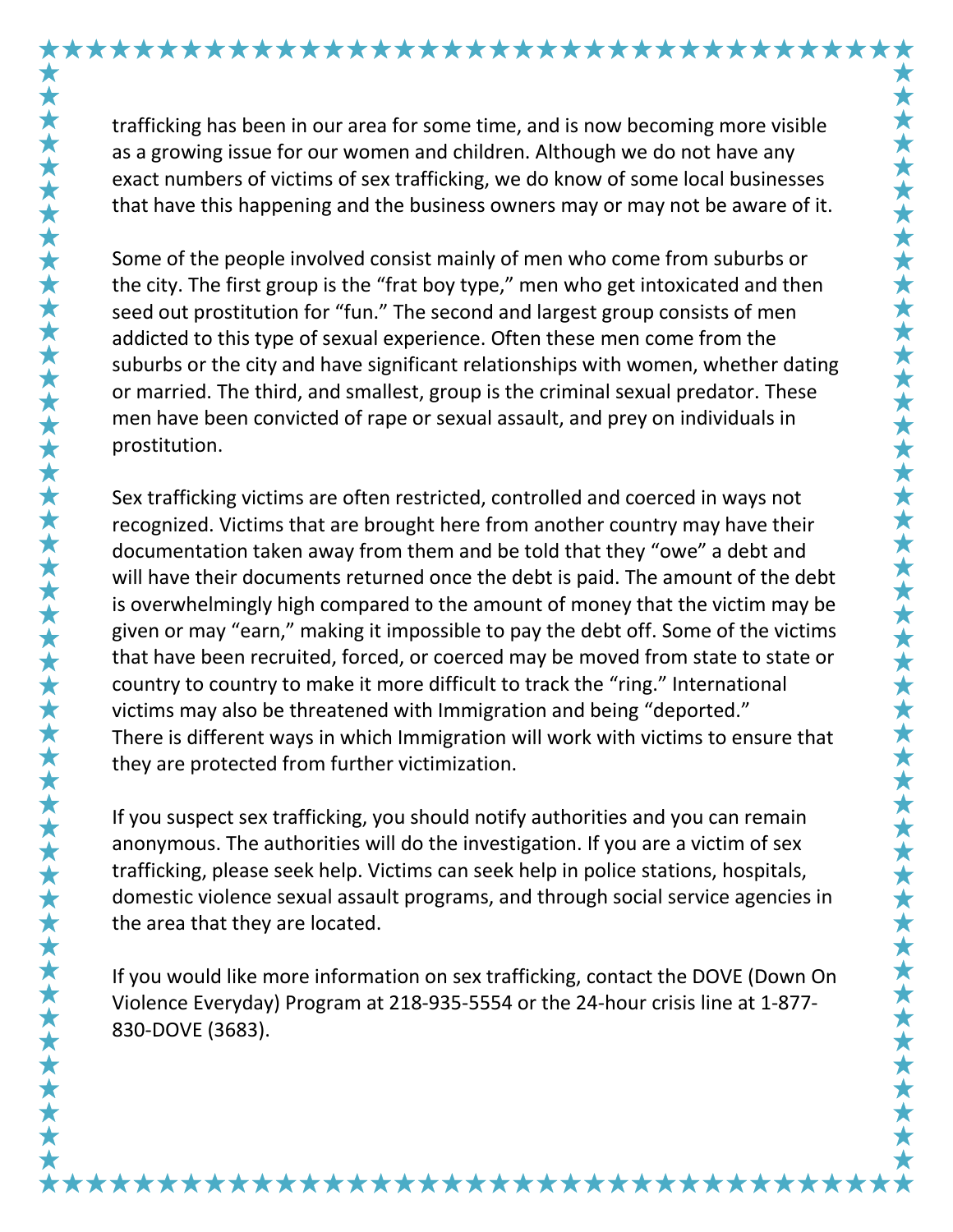trafficking has been in our area for some time, and is now becoming more visible as a growing issue for our women and children. Although we do not have any exact numbers of victims of sex trafficking, we do know of some local businesses that have this happening and the business owners may or may not be aware of it.

Some of the people involved consist mainly of men who come from suburbs or the city. The first group is the "frat boy type," men who get intoxicated and then seed out prostitution for "fun." The second and largest group consists of men addicted to this type of sexual experience. Often these men come from the suburbs or the city and have significant relationships with women, whether dating or married. The third, and smallest, group is the criminal sexual predator. These men have been convicted of rape or sexual assault, and prey on individuals in prostitution.

Sex trafficking victims are often restricted, controlled and coerced in ways not recognized. Victims that are brought here from another country may have their documentation taken away from them and be told that they "owe" a debt and will have their documents returned once the debt is paid. The amount of the debt is overwhelmingly high compared to the amount of money that the victim may be given or may "earn," making it impossible to pay the debt off. Some of the victims that have been recruited, forced, or coerced may be moved from state to state or country to country to make it more difficult to track the "ring." International victims may also be threatened with Immigration and being "deported." There is different ways in which Immigration will work with victims to ensure that they are protected from further victimization.

If you suspect sex trafficking, you should notify authorities and you can remain anonymous. The authorities will do the investigation. If you are a victim of sex trafficking, please seek help. Victims can seek help in police stations, hospitals, domestic violence sexual assault programs, and through social service agencies in the area that they are located.

If you would like more information on sex trafficking, contact the DOVE (Down On Violence Everyday) Program at 218-935-5554 or the 24-hour crisis line at 1-877-830-DOVE (3683).